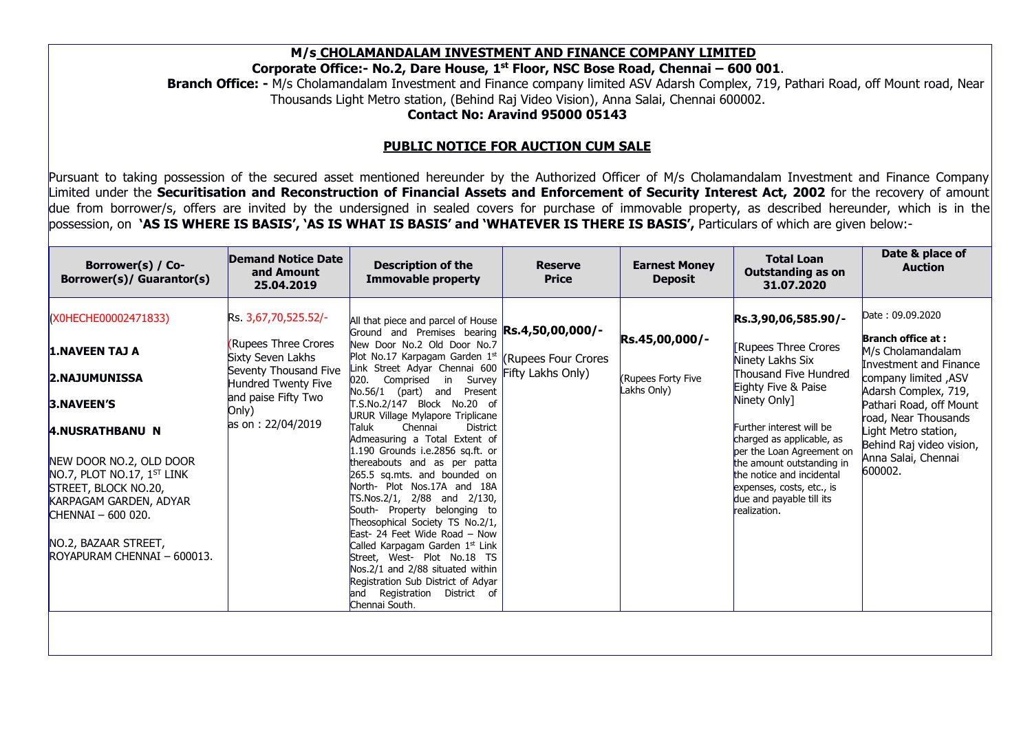**M/s CHOLAMANDALAM INVESTMENT AND FINANCE COMPANY LIMITED**

**Corporate Office:- No.2, Dare House, 1st Floor, NSC Bose Road, Chennai – 600 001**.

**Branch Office: -** M/s Cholamandalam Investment and Finance company limited ASV Adarsh Complex, 719, Pathari Road, off Mount road, Near Thousands Light Metro station, (Behind Raj Video Vision), Anna Salai, Chennai 600002.

**Contact No: Aravind 95000 05143**

## PUBLIC NOTICE FOR AUCTION CUM SALE

Pursuant to taking possession of the secured asset mentioned hereunder by the Authorized Officer of M/s Cholamandalam Investment and Finance Company Limited under the **Securitisation and Reconstruction of Financial Assets and Enforcement of Security Interest Act, 2002** for the recovery of amount due from borrower/s, offers are invited by the undersigned in sealed covers for purchase of immovable property, as described hereunder, which is in the possession, on **'AS IS WHERE IS BASIS', 'AS IS WHAT IS BASIS' and 'WHATEVER IS THERE IS BASIS',** Particulars of which are given below:-

| Borrower(s) / Co-Borrower(s)/ Guarantor(s) | Demand Notice Date and Amount 25.04.2019 | Description of the Immovable property | Reserve Price | Earnest Money Deposit | Total Loan Outstanding as on 31.07.2020 | Date & place of Auction |
|---|---|---|---|---|---|---|
| (X0HECHE00002471833)<br><br>**1.NAVEEN TAJ A**<br><br>**2.NAJUMUNISSA**<br><br>**3.NAVEEN'S**<br><br>**4.NUSRATHBANU N**<br><br>NEW DOOR NO.2, OLD DOOR NO.7, PLOT NO.17, 1ST LINK STREET, BLOCK NO.20, KARPAGAM GARDEN, ADYAR CHENNAI – 600 020.<br><br>NO.2, BAZAAR STREET, ROYAPURAM CHENNAI – 600013. | Rs. 3,67,70,525.52/-<br><br>(Rupees Three Crores Sixty Seven Lakhs Seventy Thousand Five Hundred Twenty Five and paise Fifty Two Only)<br>as on : 22/04/2019 | All that piece and parcel of House Ground and Premises bearing New Door No.2 Old Door No.7 Plot No.17 Karpagam Garden 1st Link Street Adyar Chennai 600 020. Comprised in Survey No.56/1 (part) and Present T.S.No.2/147 Block No.20 of URUR Village Mylapore Triplicane Taluk Chennai District Admeasuring a Total Extent of 1.190 Grounds i.e.2856 sq.ft. or thereabouts and as per patta 265.5 sq.mts. and bounded on North- Plot Nos.17A and 18A TS.Nos.2/1, 2/88 and 2/130, South- Property belonging to Theosophical Society TS No.2/1, East- 24 Feet Wide Road – Now Called Karpagam Garden 1st Link Street, West- Plot No.18 TS Nos.2/1 and 2/88 situated within Registration Sub District of Adyar and Registration District of Chennai South. | **Rs.4,50,00,000/-**<br><br>(Rupees Four Crores Fifty Lakhs Only) | **Rs.45,00,000/-**<br><br>(Rupees Forty Five Lakhs Only) | **Rs.3,90,06,585.90/-**<br><br>[Rupees Three Crores Ninety Lakhs Six Thousand Five Hundred Eighty Five & Paise Ninety Only]<br><br>Further interest will be charged as applicable, as per the Loan Agreement on the amount outstanding in the notice and incidental expenses, costs, etc., is due and payable till its realization. | Date : 09.09.2020<br><br>**Branch office at :** M/s Cholamandalam Investment and Finance company limited ,ASV Adarsh Complex, 719, Pathari Road, off Mount road, Near Thousands Light Metro station, Behind Raj video vision, Anna Salai, Chennai 600002. |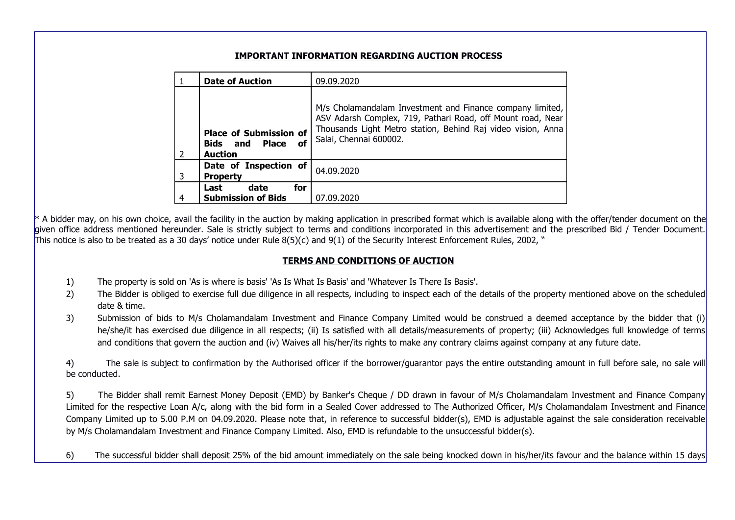## IMPORTANT INFORMATION REGARDING AUCTION PROCESS

| | | |
|---|---|---|
| 1 | **Date of Auction** | 09.09.2020 |
| 2 | **Place of Submission of Bids and Place of Auction** | M/s Cholamandalam Investment and Finance company limited, ASV Adarsh Complex, 719, Pathari Road, off Mount road, Near Thousands Light Metro station, Behind Raj video vision, Anna Salai, Chennai 600002. |
| 3 | **Date of Inspection of Property** | 04.09.2020 |
| 4 | **Last date for Submission of Bids** | 07.09.2020 |

* A bidder may, on his own choice, avail the facility in the auction by making application in prescribed format which is available along with the offer/tender document on the given office address mentioned hereunder. Sale is strictly subject to terms and conditions incorporated in this advertisement and the prescribed Bid / Tender Document. This notice is also to be treated as a 30 days' notice under Rule 8(5)(c) and 9(1) of the Security Interest Enforcement Rules, 2002, "

## TERMS AND CONDITIONS OF AUCTION

1) The property is sold on 'As is where is basis' 'As Is What Is Basis' and 'Whatever Is There Is Basis'.

2) The Bidder is obliged to exercise full due diligence in all respects, including to inspect each of the details of the property mentioned above on the scheduled date & time.

3) Submission of bids to M/s Cholamandalam Investment and Finance Company Limited would be construed a deemed acceptance by the bidder that (i) he/she/it has exercised due diligence in all respects; (ii) Is satisfied with all details/measurements of property; (iii) Acknowledges full knowledge of terms and conditions that govern the auction and (iv) Waives all his/her/its rights to make any contrary claims against company at any future date.

4) The sale is subject to confirmation by the Authorised officer if the borrower/guarantor pays the entire outstanding amount in full before sale, no sale will be conducted.

5) The Bidder shall remit Earnest Money Deposit (EMD) by Banker's Cheque / DD drawn in favour of M/s Cholamandalam Investment and Finance Company Limited for the respective Loan A/c, along with the bid form in a Sealed Cover addressed to The Authorized Officer, M/s Cholamandalam Investment and Finance Company Limited up to 5.00 P.M on 04.09.2020. Please note that, in reference to successful bidder(s), EMD is adjustable against the sale consideration receivable by M/s Cholamandalam Investment and Finance Company Limited. Also, EMD is refundable to the unsuccessful bidder(s).

6) The successful bidder shall deposit 25% of the bid amount immediately on the sale being knocked down in his/her/its favour and the balance within 15 days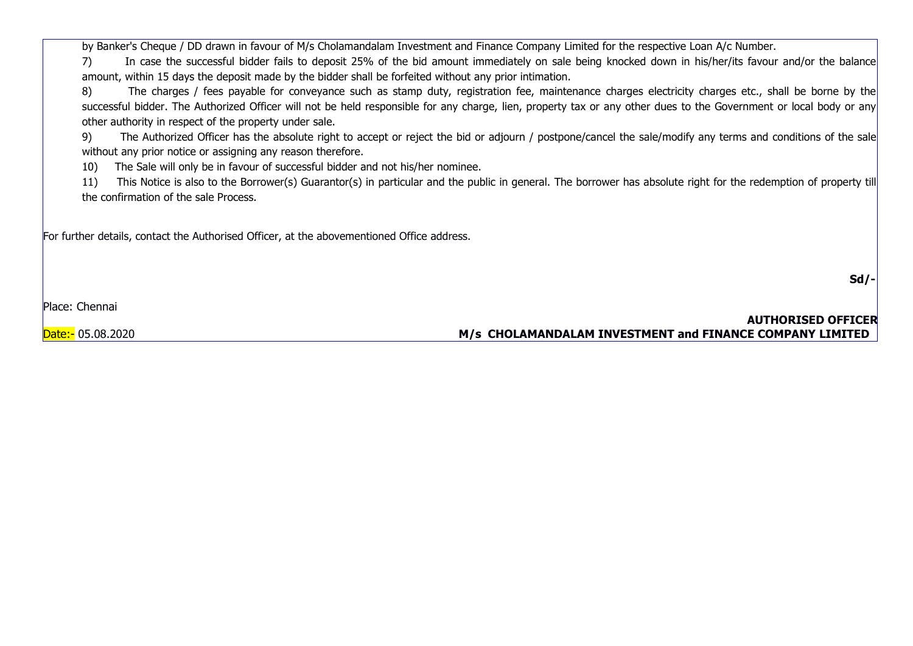by Banker's Cheque / DD drawn in favour of M/s Cholamandalam Investment and Finance Company Limited for the respective Loan A/c Number.

7) In case the successful bidder fails to deposit 25% of the bid amount immediately on sale being knocked down in his/her/its favour and/or the balance amount, within 15 days the deposit made by the bidder shall be forfeited without any prior intimation.

8) The charges / fees payable for conveyance such as stamp duty, registration fee, maintenance charges electricity charges etc., shall be borne by the successful bidder. The Authorized Officer will not be held responsible for any charge, lien, property tax or any other dues to the Government or local body or any other authority in respect of the property under sale.

9) The Authorized Officer has the absolute right to accept or reject the bid or adjourn / postpone/cancel the sale/modify any terms and conditions of the sale without any prior notice or assigning any reason therefore.

10) The Sale will only be in favour of successful bidder and not his/her nominee.

11) This Notice is also to the Borrower(s) Guarantor(s) in particular and the public in general. The borrower has absolute right for the redemption of property till the confirmation of the sale Process.

For further details, contact the Authorised Officer, at the abovementioned Office address.

**Sd/-**

Place: Chennai

Date:- 05.08.2020

**AUTHORISED OFFICER**
**M/s CHOLAMANDALAM INVESTMENT and FINANCE COMPANY LIMITED**